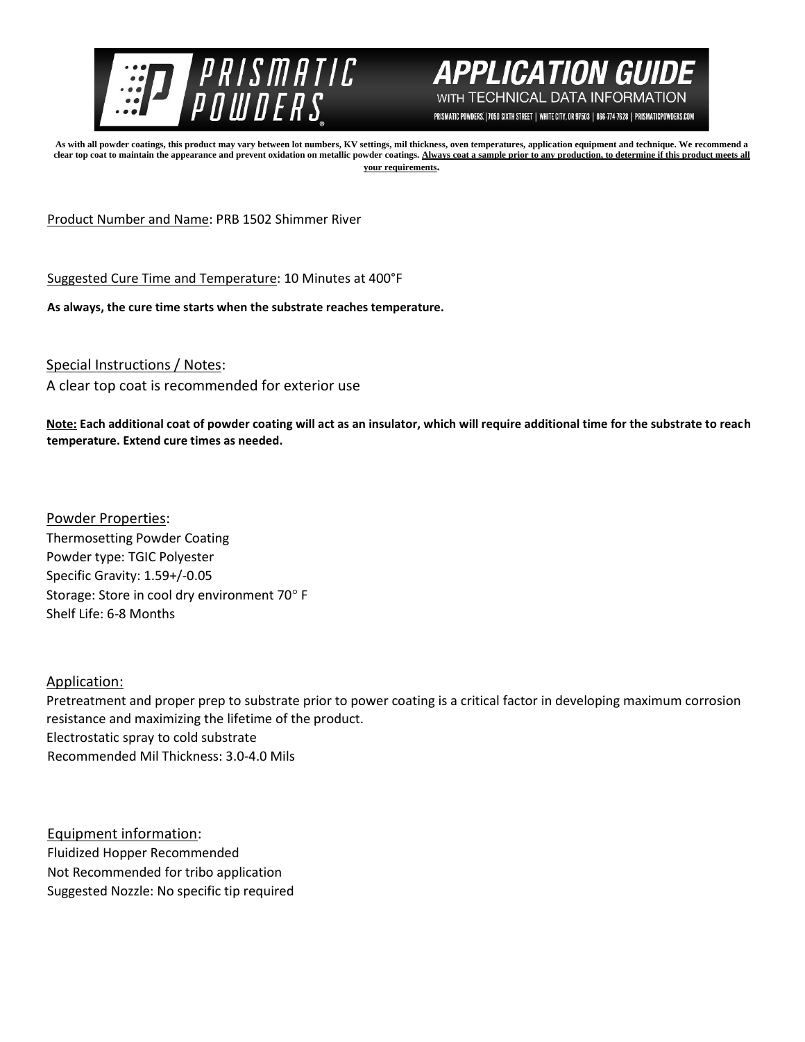# APPLICATION GUIDE

WITH TECHNICAL DATA INFORMATION

PRISMATIC POWDERS | 7050 SIXTH STREET | WHITE CITY, OR 97503 | 866-774-7628 | PRISMATICPOWDERS.COM

**As with all powder coatings, this product may vary between lot numbers, KV settings, mil thickness, oven temperatures, application equipment and technique. We recommend a clear top coat to maintain the appearance and prevent oxidation on metallic powder coatings. <u>Always coat a sample prior to any production, to determine if this product meets all your requirements</u>.**

<u>Product Number and Name</u>: PRB 1502 Shimmer River

<u>Suggested Cure Time and Temperature</u>: 10 Minutes at 400°F

**As always, the cure time starts when the substrate reaches temperature.**

<u>Special Instructions / Notes</u>:

A clear top coat is recommended for exterior use

**<u>Note:</u> Each additional coat of powder coating will act as an insulator, which will require additional time for the substrate to reach temperature. Extend cure times as needed.**

<u>Powder Properties</u>:

Thermosetting Powder Coating
Powder type: TGIC Polyester
Specific Gravity: 1.59+/-0.05
Storage: Store in cool dry environment 70° F
Shelf Life: 6-8 Months

<u>Application:</u>

Pretreatment and proper prep to substrate prior to power coating is a critical factor in developing maximum corrosion resistance and maximizing the lifetime of the product.
Electrostatic spray to cold substrate
Recommended Mil Thickness: 3.0-4.0 Mils

<u>Equipment information</u>:

Fluidized Hopper Recommended
Not Recommended for tribo application
Suggested Nozzle: No specific tip required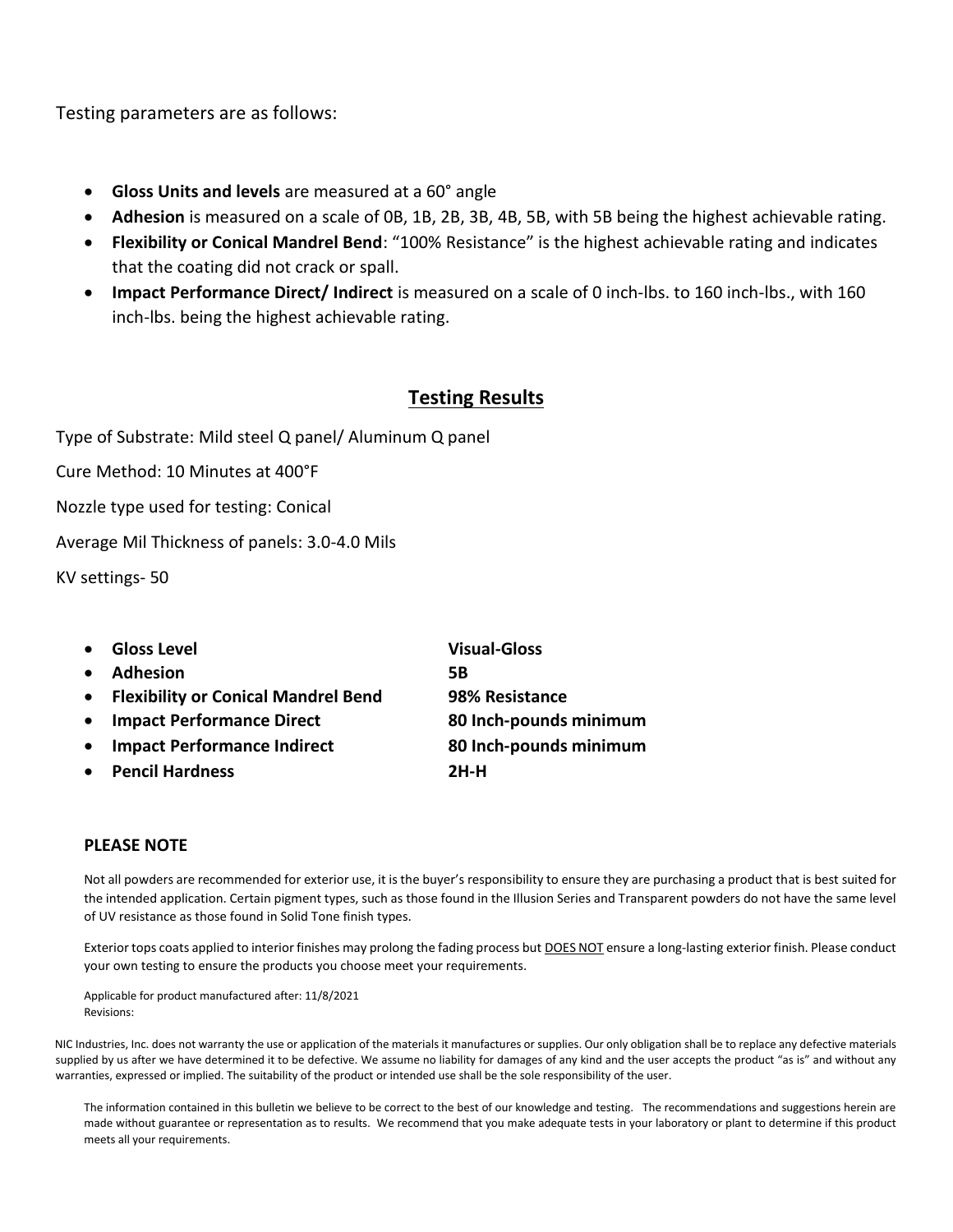Testing parameters are as follows:

- **Gloss Units and levels** are measured at a 60° angle
- **Adhesion** is measured on a scale of 0B, 1B, 2B, 3B, 4B, 5B, with 5B being the highest achievable rating.
- **Flexibility or Conical Mandrel Bend**: "100% Resistance" is the highest achievable rating and indicates that the coating did not crack or spall.
- **Impact Performance Direct/ Indirect** is measured on a scale of 0 inch-lbs. to 160 inch-lbs., with 160 inch-lbs. being the highest achievable rating.

## Testing Results

Type of Substrate: Mild steel Q panel/ Aluminum Q panel

Cure Method: 10 Minutes at 400˚F

Nozzle type used for testing: Conical

Average Mil Thickness of panels: 3.0-4.0 Mils

KV settings- 50

- **Gloss Level** — **Visual-Gloss**
- **Adhesion** — **5B**
- **Flexibility or Conical Mandrel Bend** — **98% Resistance**
- **Impact Performance Direct** — **80 Inch-pounds minimum**
- **Impact Performance Indirect** — **80 Inch-pounds minimum**
- **Pencil Hardness** — **2H-H**

### PLEASE NOTE

Not all powders are recommended for exterior use, it is the buyer's responsibility to ensure they are purchasing a product that is best suited for the intended application. Certain pigment types, such as those found in the Illusion Series and Transparent powders do not have the same level of UV resistance as those found in Solid Tone finish types.

Exterior tops coats applied to interior finishes may prolong the fading process but DOES NOT ensure a long-lasting exterior finish. Please conduct your own testing to ensure the products you choose meet your requirements.

Applicable for product manufactured after: 11/8/2021
Revisions:

NIC Industries, Inc. does not warranty the use or application of the materials it manufactures or supplies. Our only obligation shall be to replace any defective materials supplied by us after we have determined it to be defective. We assume no liability for damages of any kind and the user accepts the product "as is" and without any warranties, expressed or implied. The suitability of the product or intended use shall be the sole responsibility of the user.

The information contained in this bulletin we believe to be correct to the best of our knowledge and testing. The recommendations and suggestions herein are made without guarantee or representation as to results. We recommend that you make adequate tests in your laboratory or plant to determine if this product meets all your requirements.